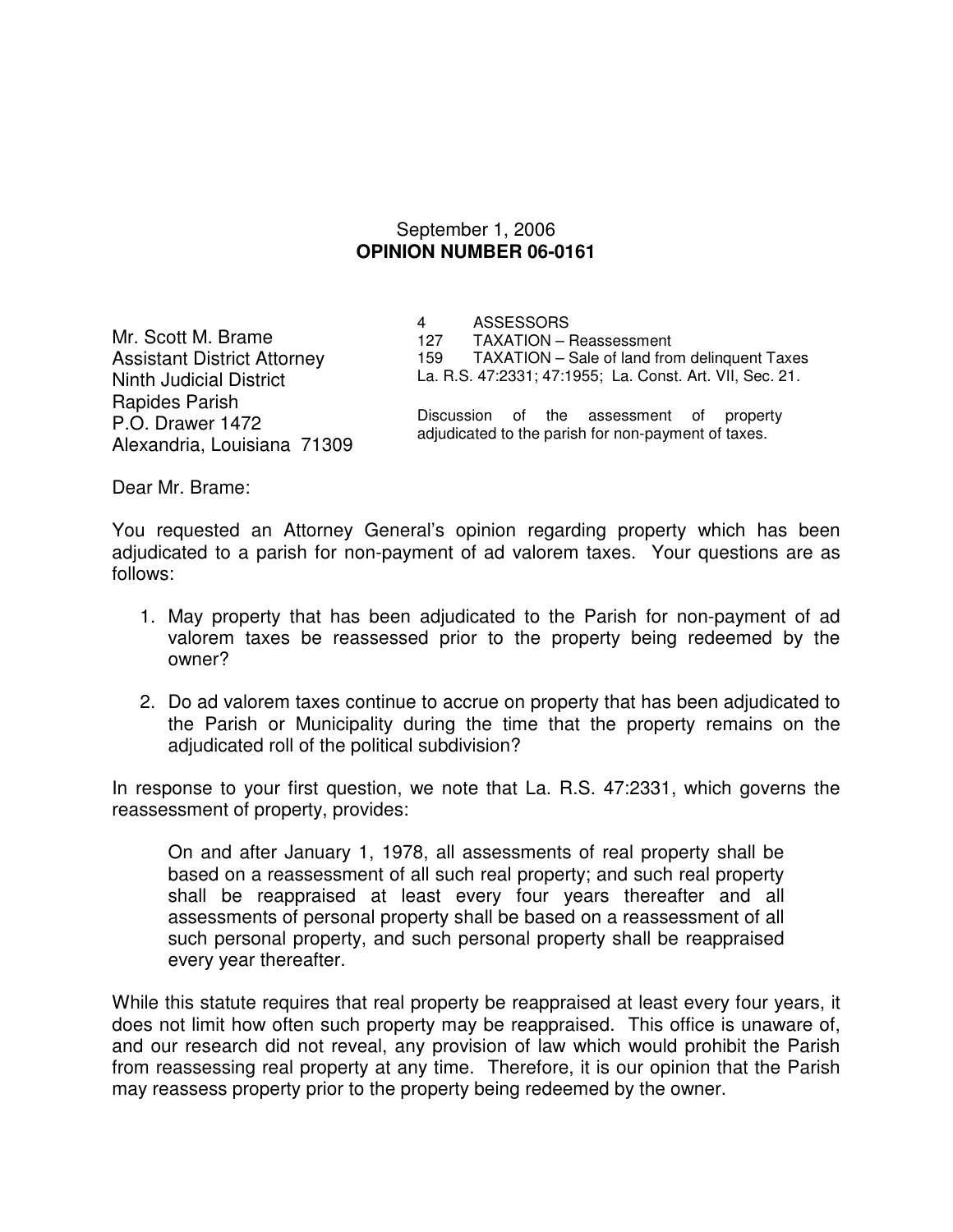September 1, 2006
**OPINION NUMBER 06-0161**

Mr. Scott M. Brame
Assistant District Attorney
Ninth Judicial District
Rapides Parish
P.O. Drawer 1472
Alexandria, Louisiana 71309

4 ASSESSORS
127 TAXATION – Reassessment
159 TAXATION – Sale of land from delinquent Taxes
La. R.S. 47:2331; 47:1955; La. Const. Art. VII, Sec. 21.

Discussion of the assessment of property adjudicated to the parish for non-payment of taxes.

Dear Mr. Brame:

You requested an Attorney General's opinion regarding property which has been adjudicated to a parish for non-payment of ad valorem taxes. Your questions are as follows:

1. May property that has been adjudicated to the Parish for non-payment of ad valorem taxes be reassessed prior to the property being redeemed by the owner?
2. Do ad valorem taxes continue to accrue on property that has been adjudicated to the Parish or Municipality during the time that the property remains on the adjudicated roll of the political subdivision?

In response to your first question, we note that La. R.S. 47:2331, which governs the reassessment of property, provides:

> On and after January 1, 1978, all assessments of real property shall be based on a reassessment of all such real property; and such real property shall be reappraised at least every four years thereafter and all assessments of personal property shall be based on a reassessment of all such personal property, and such personal property shall be reappraised every year thereafter.

While this statute requires that real property be reappraised at least every four years, it does not limit how often such property may be reappraised. This office is unaware of, and our research did not reveal, any provision of law which would prohibit the Parish from reassessing real property at any time. Therefore, it is our opinion that the Parish may reassess property prior to the property being redeemed by the owner.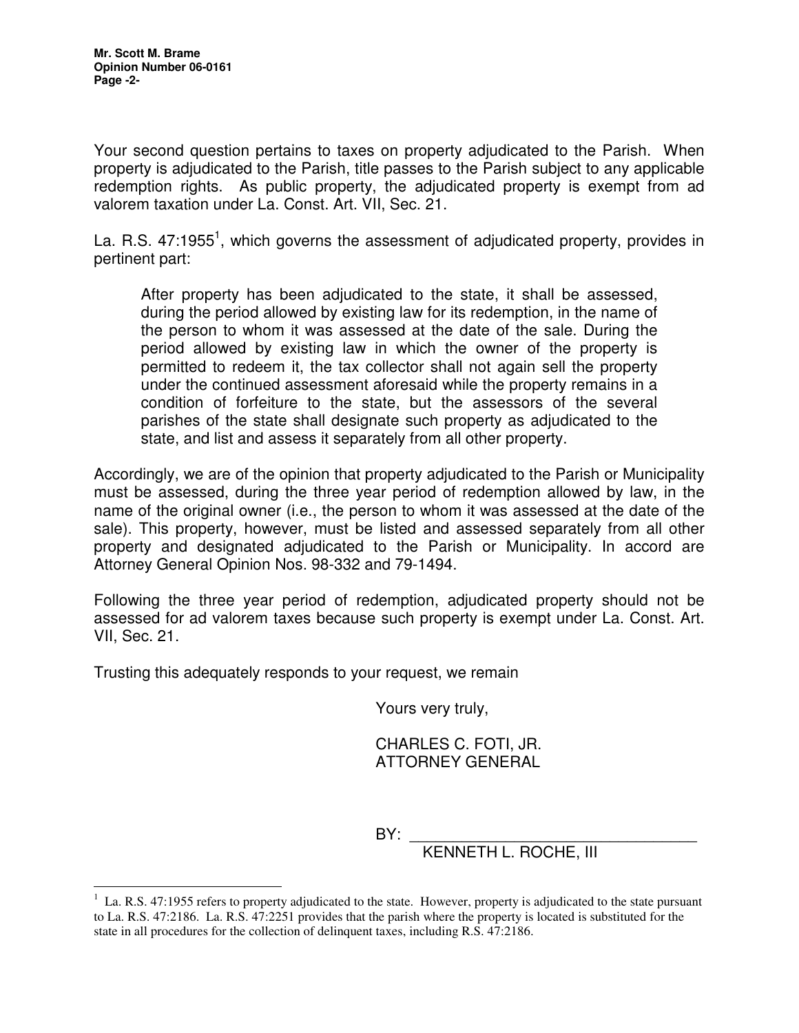Your second question pertains to taxes on property adjudicated to the Parish. When property is adjudicated to the Parish, title passes to the Parish subject to any applicable redemption rights. As public property, the adjudicated property is exempt from ad valorem taxation under La. Const. Art. VII, Sec. 21.

La. R.S. 47:1955[1], which governs the assessment of adjudicated property, provides in pertinent part:

> After property has been adjudicated to the state, it shall be assessed, during the period allowed by existing law for its redemption, in the name of the person to whom it was assessed at the date of the sale. During the period allowed by existing law in which the owner of the property is permitted to redeem it, the tax collector shall not again sell the property under the continued assessment aforesaid while the property remains in a condition of forfeiture to the state, but the assessors of the several parishes of the state shall designate such property as adjudicated to the state, and list and assess it separately from all other property.

Accordingly, we are of the opinion that property adjudicated to the Parish or Municipality must be assessed, during the three year period of redemption allowed by law, in the name of the original owner (i.e., the person to whom it was assessed at the date of the sale). This property, however, must be listed and assessed separately from all other property and designated adjudicated to the Parish or Municipality. In accord are Attorney General Opinion Nos. 98-332 and 79-1494.

Following the three year period of redemption, adjudicated property should not be assessed for ad valorem taxes because such property is exempt under La. Const. Art. VII, Sec. 21.

Trusting this adequately responds to your request, we remain

Yours very truly,

CHARLES C. FOTI, JR.
ATTORNEY GENERAL

BY: ______________________________
KENNETH L. ROCHE, III

---

[1] La. R.S. 47:1955 refers to property adjudicated to the state. However, property is adjudicated to the state pursuant to La. R.S. 47:2186. La. R.S. 47:2251 provides that the parish where the property is located is substituted for the state in all procedures for the collection of delinquent taxes, including R.S. 47:2186.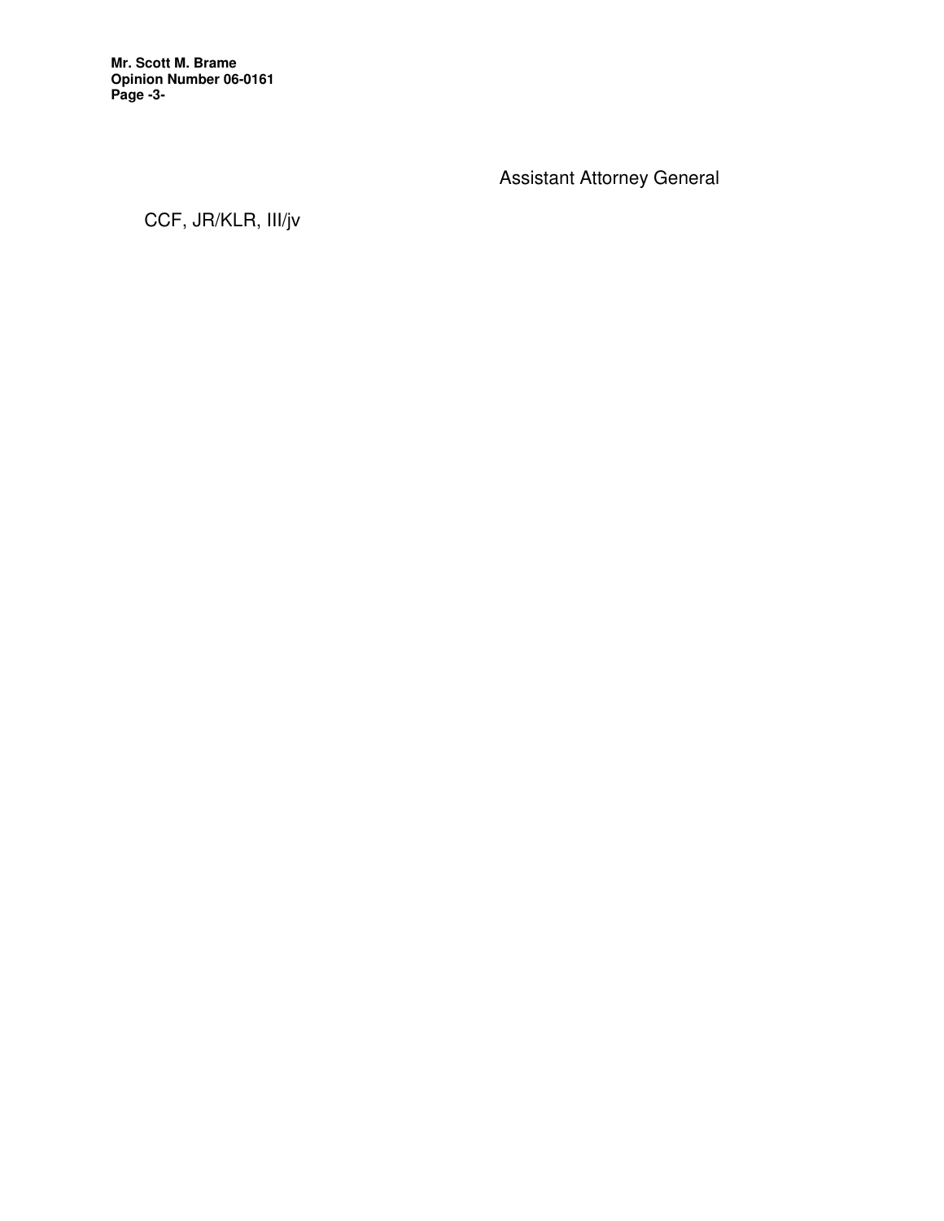Assistant Attorney General

CCF, JR/KLR, III/jv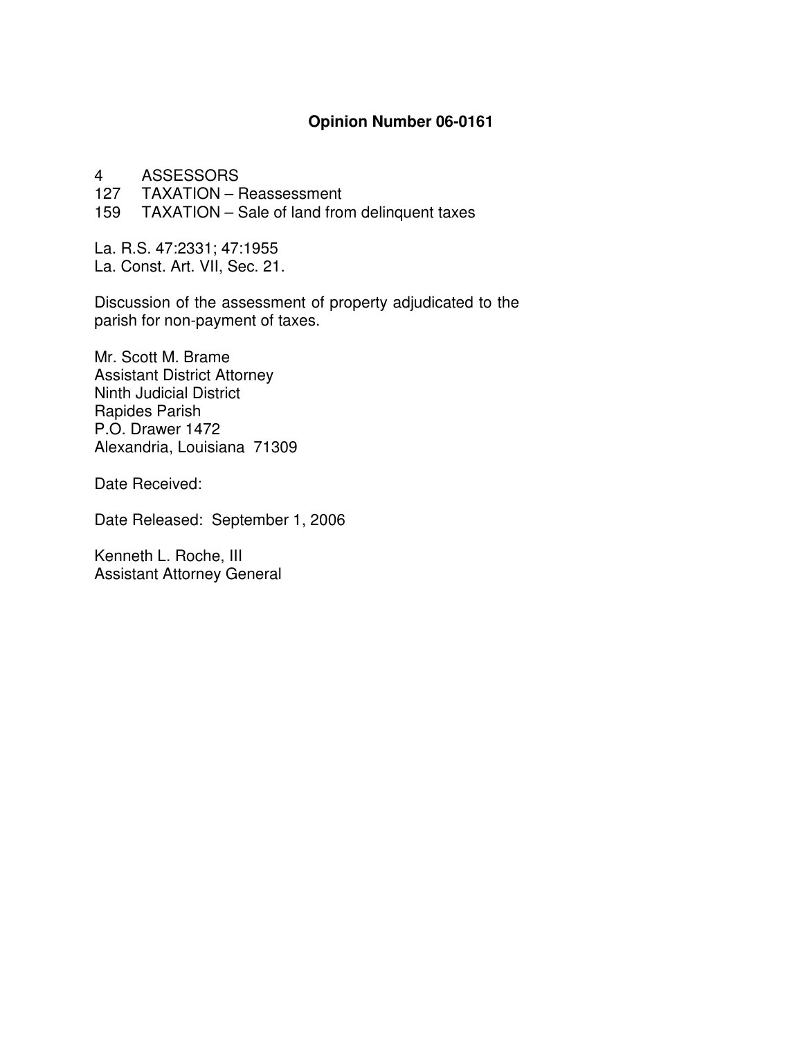**Opinion Number 06-0161**

4 ASSESSORS
127 TAXATION – Reassessment
159 TAXATION – Sale of land from delinquent taxes

La. R.S. 47:2331; 47:1955
La. Const. Art. VII, Sec. 21.

Discussion of the assessment of property adjudicated to the parish for non-payment of taxes.

Mr. Scott M. Brame
Assistant District Attorney
Ninth Judicial District
Rapides Parish
P.O. Drawer 1472
Alexandria, Louisiana 71309

Date Received:

Date Released: September 1, 2006

Kenneth L. Roche, III
Assistant Attorney General